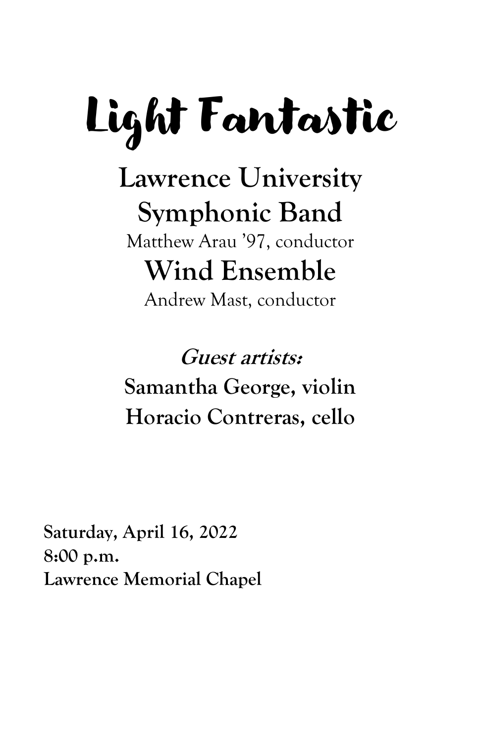# Light Fantastic

## Lawrence University Symphonic Band

Matthew Arau '97, conductor

## Wind Ensemble

Andrew Mast, conductor

***Guest artists:***

**Samantha George, violin**

**Horacio Contreras, cello**

**Saturday, April 16, 2022**
**8:00 p.m.**
**Lawrence Memorial Chapel**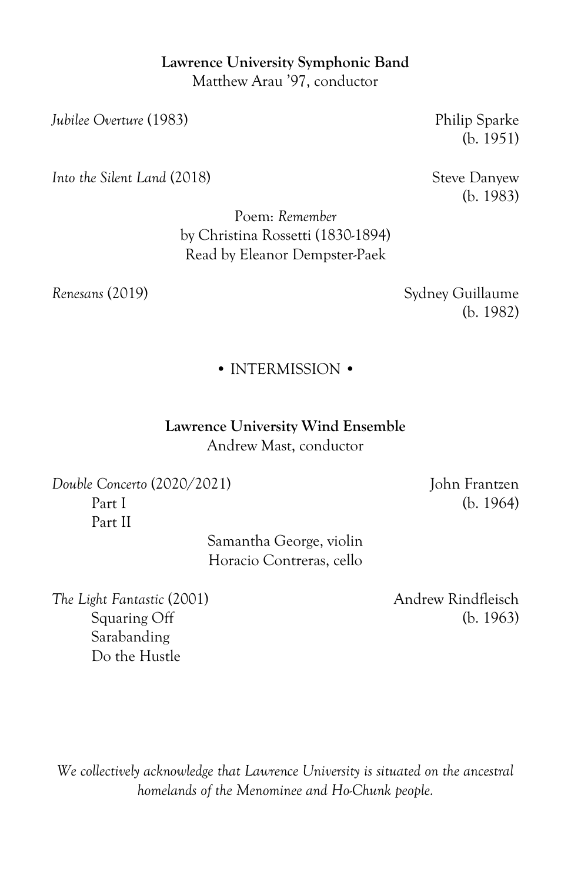**Lawrence University Symphonic Band**
Matthew Arau ’97, conductor

*Jubilee Overture* (1983) — Philip Sparke (b. 1951)

*Into the Silent Land* (2018) — Steve Danyew (b. 1983)

Poem: *Remember*
by Christina Rossetti (1830-1894)
Read by Eleanor Dempster-Paek

*Renesans* (2019) — Sydney Guillaume (b. 1982)

• INTERMISSION •

**Lawrence University Wind Ensemble**
Andrew Mast, conductor

*Double Concerto* (2020/2021) — John Frantzen (b. 1964)
- Part I
- Part II

Samantha George, violin
Horacio Contreras, cello

*The Light Fantastic* (2001) — Andrew Rindfleisch (b. 1963)
- Squaring Off
- Sarabanding
- Do the Hustle

*We collectively acknowledge that Lawrence University is situated on the ancestral homelands of the Menominee and Ho-Chunk people.*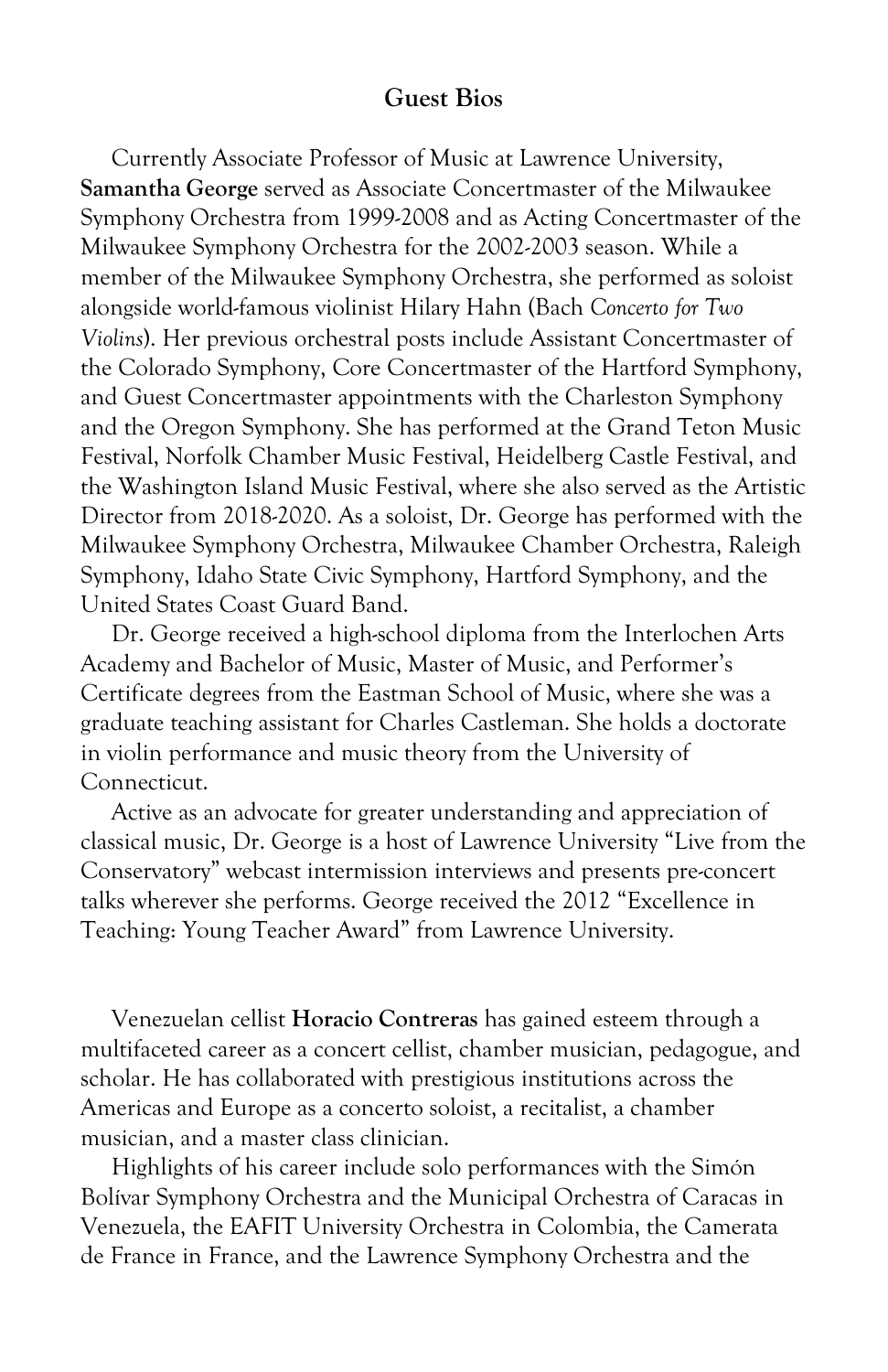## Guest Bios

Currently Associate Professor of Music at Lawrence University, **Samantha George** served as Associate Concertmaster of the Milwaukee Symphony Orchestra from 1999-2008 and as Acting Concertmaster of the Milwaukee Symphony Orchestra for the 2002-2003 season. While a member of the Milwaukee Symphony Orchestra, she performed as soloist alongside world-famous violinist Hilary Hahn (Bach *Concerto for Two Violins*). Her previous orchestral posts include Assistant Concertmaster of the Colorado Symphony, Core Concertmaster of the Hartford Symphony, and Guest Concertmaster appointments with the Charleston Symphony and the Oregon Symphony. She has performed at the Grand Teton Music Festival, Norfolk Chamber Music Festival, Heidelberg Castle Festival, and the Washington Island Music Festival, where she also served as the Artistic Director from 2018-2020. As a soloist, Dr. George has performed with the Milwaukee Symphony Orchestra, Milwaukee Chamber Orchestra, Raleigh Symphony, Idaho State Civic Symphony, Hartford Symphony, and the United States Coast Guard Band.

Dr. George received a high-school diploma from the Interlochen Arts Academy and Bachelor of Music, Master of Music, and Performer's Certificate degrees from the Eastman School of Music, where she was a graduate teaching assistant for Charles Castleman. She holds a doctorate in violin performance and music theory from the University of Connecticut.

Active as an advocate for greater understanding and appreciation of classical music, Dr. George is a host of Lawrence University "Live from the Conservatory" webcast intermission interviews and presents pre-concert talks wherever she performs. George received the 2012 "Excellence in Teaching: Young Teacher Award" from Lawrence University.

Venezuelan cellist **Horacio Contreras** has gained esteem through a multifaceted career as a concert cellist, chamber musician, pedagogue, and scholar. He has collaborated with prestigious institutions across the Americas and Europe as a concerto soloist, a recitalist, a chamber musician, and a master class clinician.

Highlights of his career include solo performances with the Simón Bolívar Symphony Orchestra and the Municipal Orchestra of Caracas in Venezuela, the EAFIT University Orchestra in Colombia, the Camerata de France in France, and the Lawrence Symphony Orchestra and the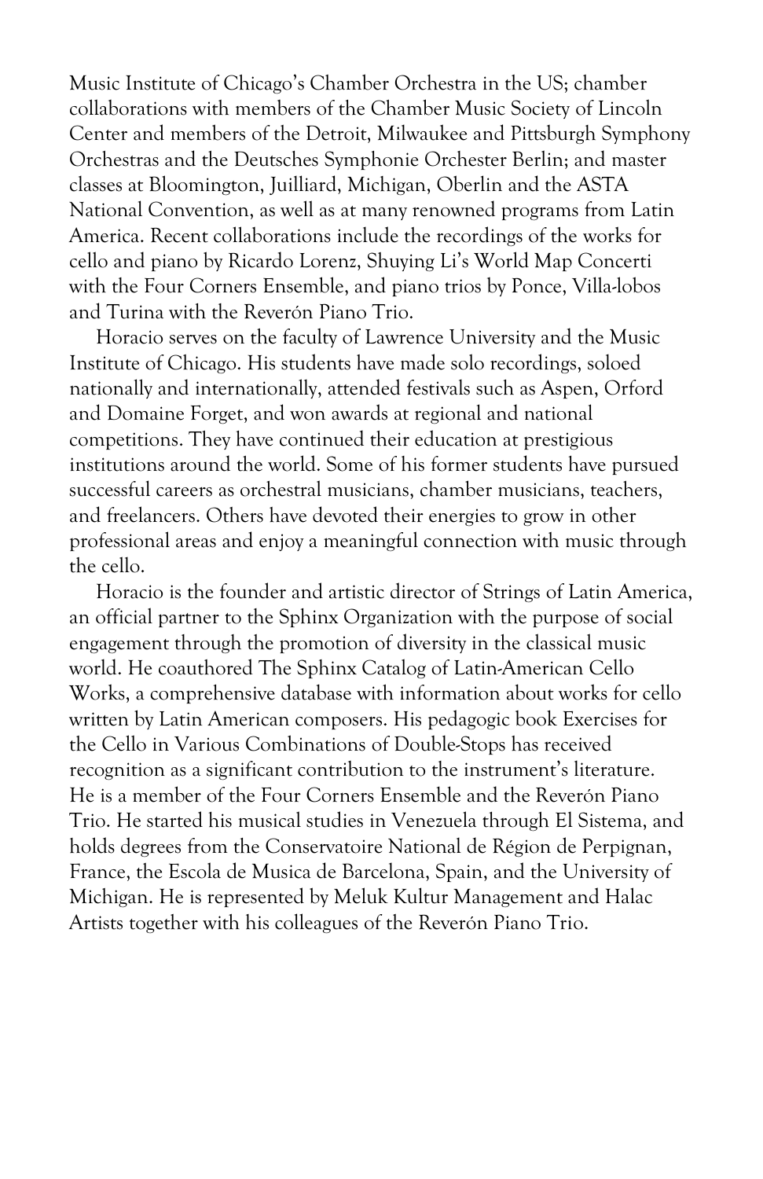Music Institute of Chicago's Chamber Orchestra in the US; chamber collaborations with members of the Chamber Music Society of Lincoln Center and members of the Detroit, Milwaukee and Pittsburgh Symphony Orchestras and the Deutsches Symphonie Orchester Berlin; and master classes at Bloomington, Juilliard, Michigan, Oberlin and the ASTA National Convention, as well as at many renowned programs from Latin America. Recent collaborations include the recordings of the works for cello and piano by Ricardo Lorenz, Shuying Li's World Map Concerti with the Four Corners Ensemble, and piano trios by Ponce, Villa-lobos and Turina with the Reverón Piano Trio.

Horacio serves on the faculty of Lawrence University and the Music Institute of Chicago. His students have made solo recordings, soloed nationally and internationally, attended festivals such as Aspen, Orford and Domaine Forget, and won awards at regional and national competitions. They have continued their education at prestigious institutions around the world. Some of his former students have pursued successful careers as orchestral musicians, chamber musicians, teachers, and freelancers. Others have devoted their energies to grow in other professional areas and enjoy a meaningful connection with music through the cello.

Horacio is the founder and artistic director of Strings of Latin America, an official partner to the Sphinx Organization with the purpose of social engagement through the promotion of diversity in the classical music world. He coauthored The Sphinx Catalog of Latin-American Cello Works, a comprehensive database with information about works for cello written by Latin American composers. His pedagogic book Exercises for the Cello in Various Combinations of Double-Stops has received recognition as a significant contribution to the instrument's literature. He is a member of the Four Corners Ensemble and the Reverón Piano Trio. He started his musical studies in Venezuela through El Sistema, and holds degrees from the Conservatoire National de Région de Perpignan, France, the Escola de Musica de Barcelona, Spain, and the University of Michigan. He is represented by Meluk Kultur Management and Halac Artists together with his colleagues of the Reverón Piano Trio.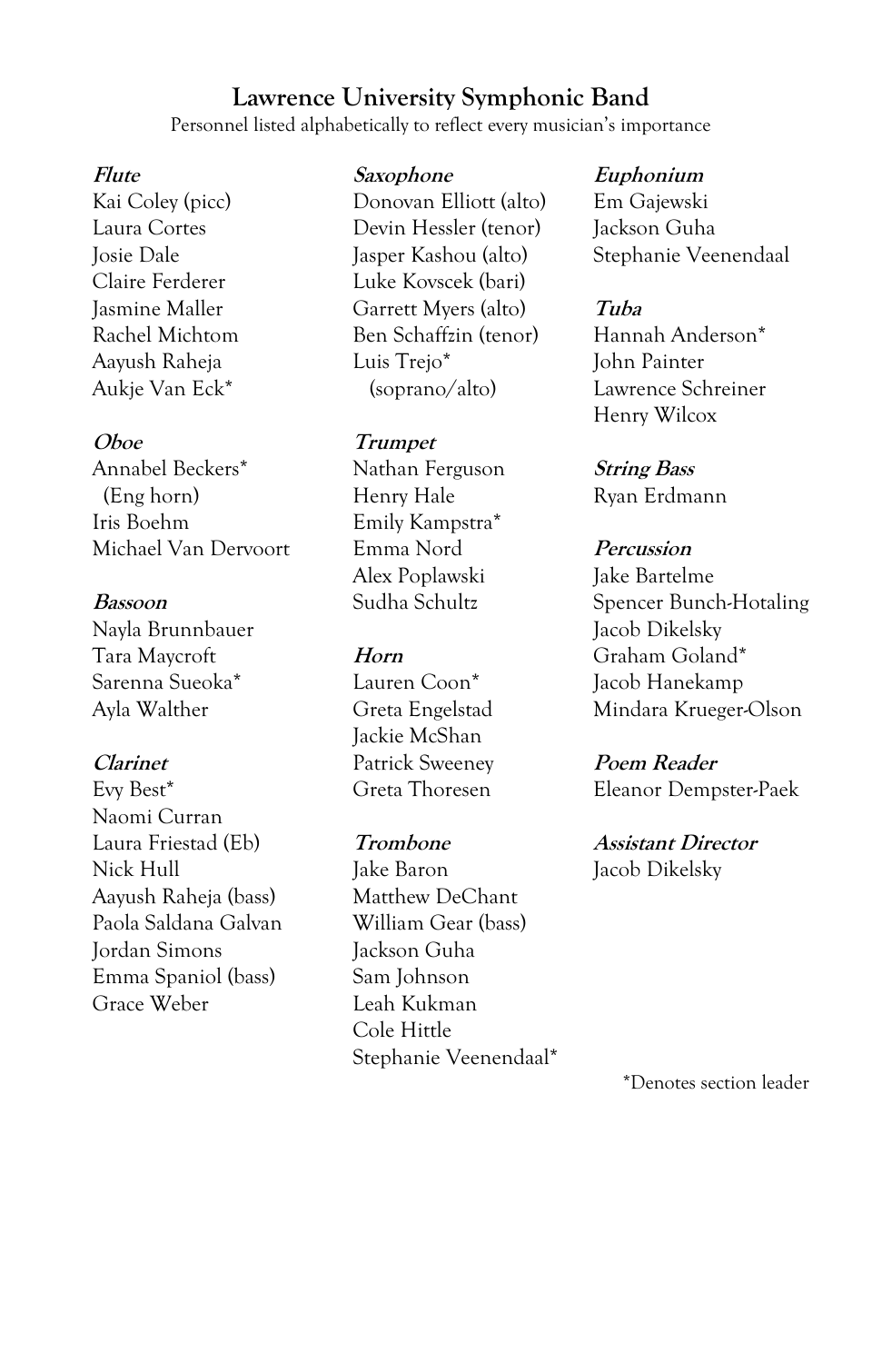## Lawrence University Symphonic Band

Personnel listed alphabetically to reflect every musician's importance

***Flute***
Kai Coley (picc)
Laura Cortes
Josie Dale
Claire Ferderer
Jasmine Maller
Rachel Michtom
Aayush Raheja
Aukje Van Eck*

***Oboe***
Annabel Beckers* (Eng horn)
Iris Boehm
Michael Van Dervoort

***Bassoon***
Nayla Brunnbauer
Tara Maycroft
Sarenna Sueoka*
Ayla Walther

***Clarinet***
Evy Best*
Naomi Curran
Laura Friestad (Eb)
Nick Hull
Aayush Raheja (bass)
Paola Saldana Galvan
Jordan Simons
Emma Spaniol (bass)
Grace Weber

***Saxophone***
Donovan Elliott (alto)
Devin Hessler (tenor)
Jasper Kashou (alto)
Luke Kovscek (bari)
Garrett Myers (alto)
Ben Schaffzin (tenor)
Luis Trejo* (soprano/alto)

***Trumpet***
Nathan Ferguson
Henry Hale
Emily Kampstra*
Emma Nord
Alex Poplawski
Sudha Schultz

***Horn***
Lauren Coon*
Greta Engelstad
Jackie McShan
Patrick Sweeney
Greta Thoresen

***Trombone***
Jake Baron
Matthew DeChant
William Gear (bass)
Jackson Guha
Sam Johnson
Leah Kukman
Cole Hittle
Stephanie Veenendaal*

***Euphonium***
Em Gajewski
Jackson Guha
Stephanie Veenendaal

***Tuba***
Hannah Anderson*
John Painter
Lawrence Schreiner
Henry Wilcox

***String Bass***
Ryan Erdmann

***Percussion***
Jake Bartelme
Spencer Bunch-Hotaling
Jacob Dikelsky
Graham Goland*
Jacob Hanekamp
Mindara Krueger-Olson

***Poem Reader***
Eleanor Dempster-Paek

***Assistant Director***
Jacob Dikelsky

*Denotes section leader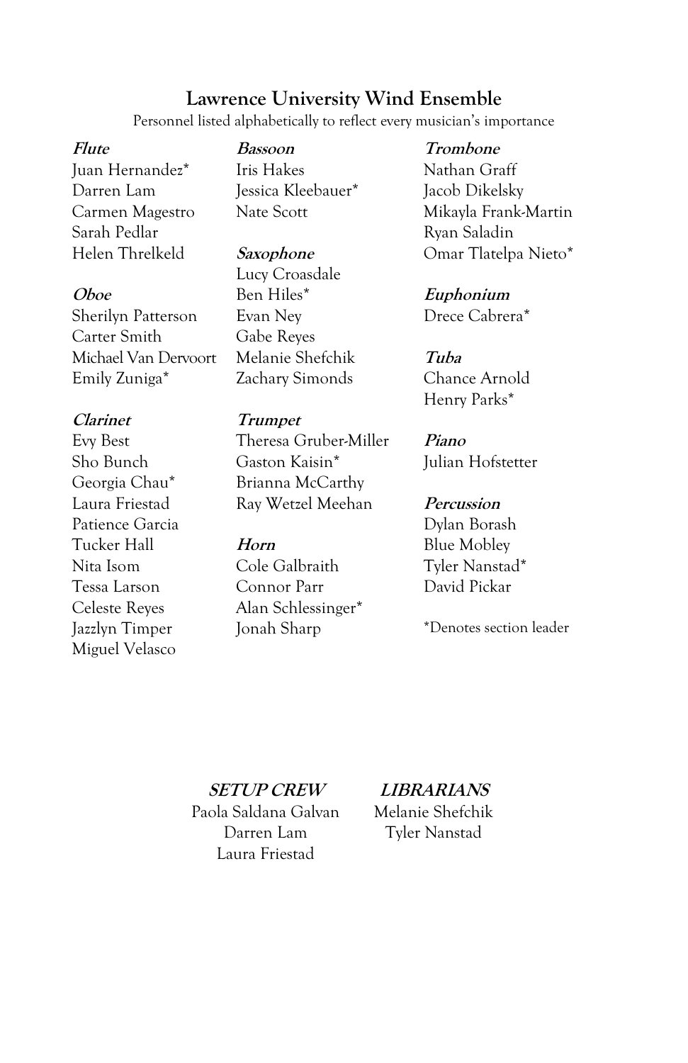## Lawrence University Wind Ensemble

Personnel listed alphabetically to reflect every musician's importance

***Flute***
Juan Hernandez*
Darren Lam
Carmen Magestro
Sarah Pedlar
Helen Threlkeld

***Oboe***
Sherilyn Patterson
Carter Smith
Michael Van Dervoort
Emily Zuniga*

***Clarinet***
Evy Best
Sho Bunch
Georgia Chau*
Laura Friestad
Patience Garcia
Tucker Hall
Nita Isom
Tessa Larson
Celeste Reyes
Jazzlyn Timper
Miguel Velasco

***Bassoon***
Iris Hakes
Jessica Kleebauer*
Nate Scott

***Saxophone***
Lucy Croasdale
Ben Hiles*
Evan Ney
Gabe Reyes
Melanie Shefchik
Zachary Simonds

***Trumpet***
Theresa Gruber-Miller
Gaston Kaisin*
Brianna McCarthy
Ray Wetzel Meehan

***Horn***
Cole Galbraith
Connor Parr
Alan Schlessinger*
Jonah Sharp

***Trombone***
Nathan Graff
Jacob Dikelsky
Mikayla Frank-Martin
Ryan Saladin
Omar Tlatelpa Nieto*

***Euphonium***
Drece Cabrera*

***Tuba***
Chance Arnold
Henry Parks*

***Piano***
Julian Hofstetter

***Percussion***
Dylan Borash
Blue Mobley
Tyler Nanstad*
David Pickar

*Denotes section leader

***SETUP CREW***
Paola Saldana Galvan
Darren Lam
Laura Friestad

***LIBRARIANS***
Melanie Shefchik
Tyler Nanstad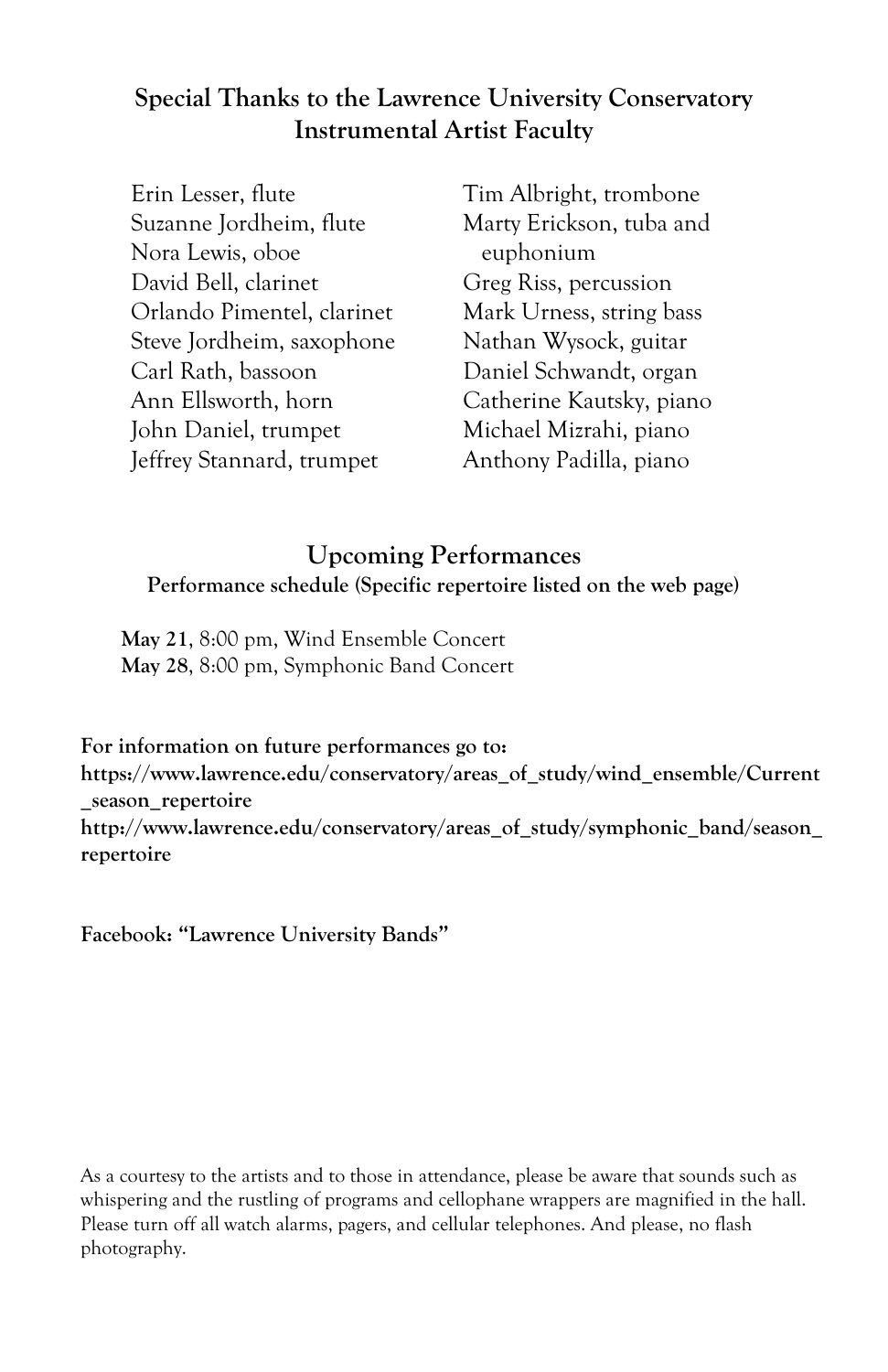## Special Thanks to the Lawrence University Conservatory Instrumental Artist Faculty

Erin Lesser, flute
Suzanne Jordheim, flute
Nora Lewis, oboe
David Bell, clarinet
Orlando Pimentel, clarinet
Steve Jordheim, saxophone
Carl Rath, bassoon
Ann Ellsworth, horn
John Daniel, trumpet
Jeffrey Stannard, trumpet
Tim Albright, trombone
Marty Erickson, tuba and euphonium
Greg Riss, percussion
Mark Urness, string bass
Nathan Wysock, guitar
Daniel Schwandt, organ
Catherine Kautsky, piano
Michael Mizrahi, piano
Anthony Padilla, piano

## Upcoming Performances

**Performance schedule (Specific repertoire listed on the web page)**

**May 21**, 8:00 pm, Wind Ensemble Concert
**May 28**, 8:00 pm, Symphonic Band Concert

**For information on future performances go to:**
**https://www.lawrence.edu/conservatory/areas_of_study/wind_ensemble/Current_season_repertoire**
**http://www.lawrence.edu/conservatory/areas_of_study/symphonic_band/season_repertoire**

**Facebook: "Lawrence University Bands"**

As a courtesy to the artists and to those in attendance, please be aware that sounds such as whispering and the rustling of programs and cellophane wrappers are magnified in the hall. Please turn off all watch alarms, pagers, and cellular telephones. And please, no flash photography.